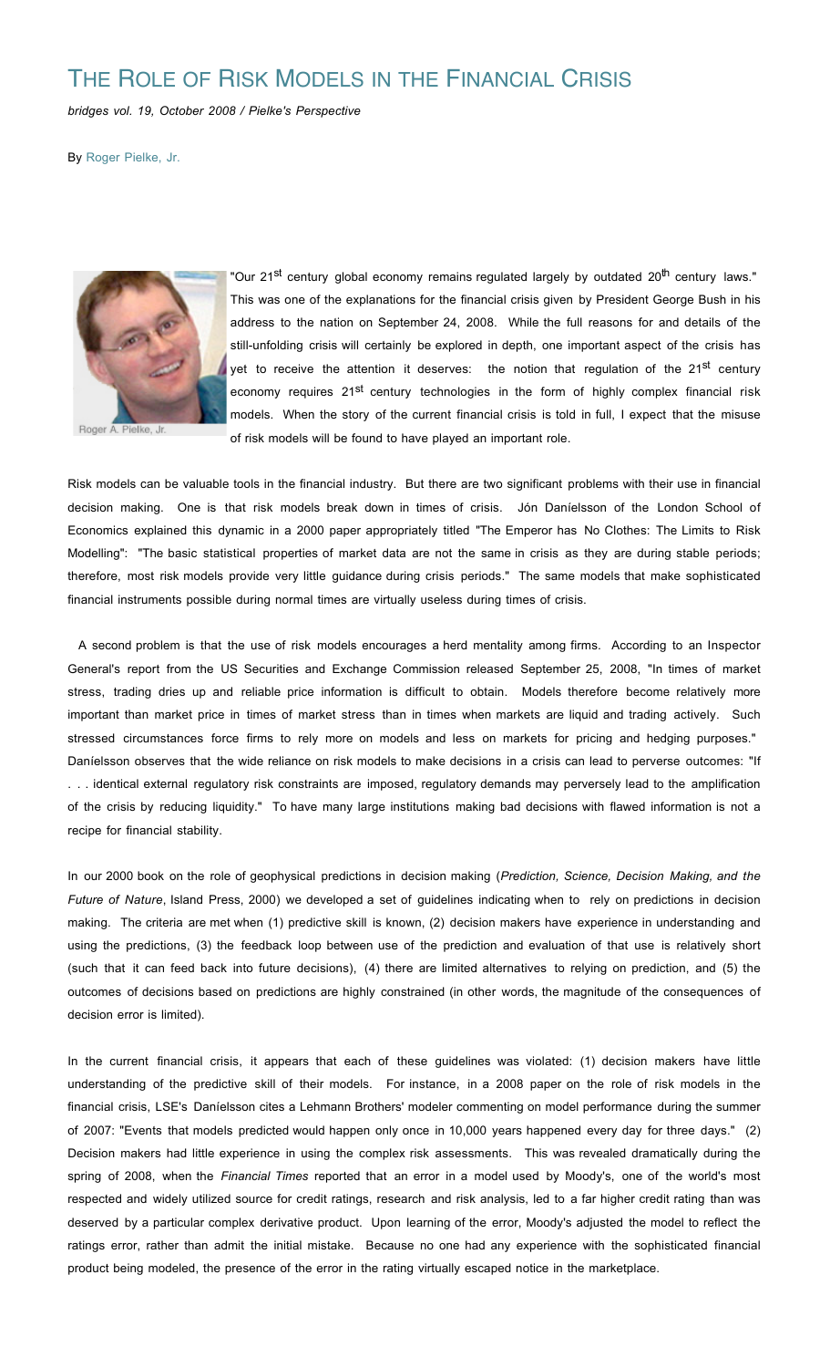# The Role of Risk Models in the Financial Crisis

*bridges vol. 19, October 2008 / Pielke's Perspective*

By Roger Pielke, Jr.

Roger A. Pielke, Jr.

"Our 21st century global economy remains regulated largely by outdated 20th century laws." This was one of the explanations for the financial crisis given by President George Bush in his address to the nation on September 24, 2008. While the full reasons for and details of the still-unfolding crisis will certainly be explored in depth, one important aspect of the crisis has yet to receive the attention it deserves: the notion that regulation of the 21st century economy requires 21st century technologies in the form of highly complex financial risk models. When the story of the current financial crisis is told in full, I expect that the misuse of risk models will be found to have played an important role.

Risk models can be valuable tools in the financial industry. But there are two significant problems with their use in financial decision making. One is that risk models break down in times of crisis. Jón Daníelsson of the London School of Economics explained this dynamic in a 2000 paper appropriately titled "The Emperor has No Clothes: The Limits to Risk Modelling": "The basic statistical properties of market data are not the same in crisis as they are during stable periods; therefore, most risk models provide very little guidance during crisis periods." The same models that make sophisticated financial instruments possible during normal times are virtually useless during times of crisis.

A second problem is that the use of risk models encourages a herd mentality among firms. According to an Inspector General's report from the US Securities and Exchange Commission released September 25, 2008, "In times of market stress, trading dries up and reliable price information is difficult to obtain. Models therefore become relatively more important than market price in times of market stress than in times when markets are liquid and trading actively. Such stressed circumstances force firms to rely more on models and less on markets for pricing and hedging purposes." Daníelsson observes that the wide reliance on risk models to make decisions in a crisis can lead to perverse outcomes: "If . . . identical external regulatory risk constraints are imposed, regulatory demands may perversely lead to the amplification of the crisis by reducing liquidity." To have many large institutions making bad decisions with flawed information is not a recipe for financial stability.

In our 2000 book on the role of geophysical predictions in decision making (*Prediction, Science, Decision Making, and the Future of Nature*, Island Press, 2000) we developed a set of guidelines indicating when to rely on predictions in decision making. The criteria are met when (1) predictive skill is known, (2) decision makers have experience in understanding and using the predictions, (3) the feedback loop between use of the prediction and evaluation of that use is relatively short (such that it can feed back into future decisions), (4) there are limited alternatives to relying on prediction, and (5) the outcomes of decisions based on predictions are highly constrained (in other words, the magnitude of the consequences of decision error is limited).

In the current financial crisis, it appears that each of these guidelines was violated: (1) decision makers have little understanding of the predictive skill of their models. For instance, in a 2008 paper on the role of risk models in the financial crisis, LSE's Daníelsson cites a Lehmann Brothers' modeler commenting on model performance during the summer of 2007: "Events that models predicted would happen only once in 10,000 years happened every day for three days." (2) Decision makers had little experience in using the complex risk assessments. This was revealed dramatically during the spring of 2008, when the *Financial Times* reported that an error in a model used by Moody's, one of the world's most respected and widely utilized source for credit ratings, research and risk analysis, led to a far higher credit rating than was deserved by a particular complex derivative product. Upon learning of the error, Moody's adjusted the model to reflect the ratings error, rather than admit the initial mistake. Because no one had any experience with the sophisticated financial product being modeled, the presence of the error in the rating virtually escaped notice in the marketplace.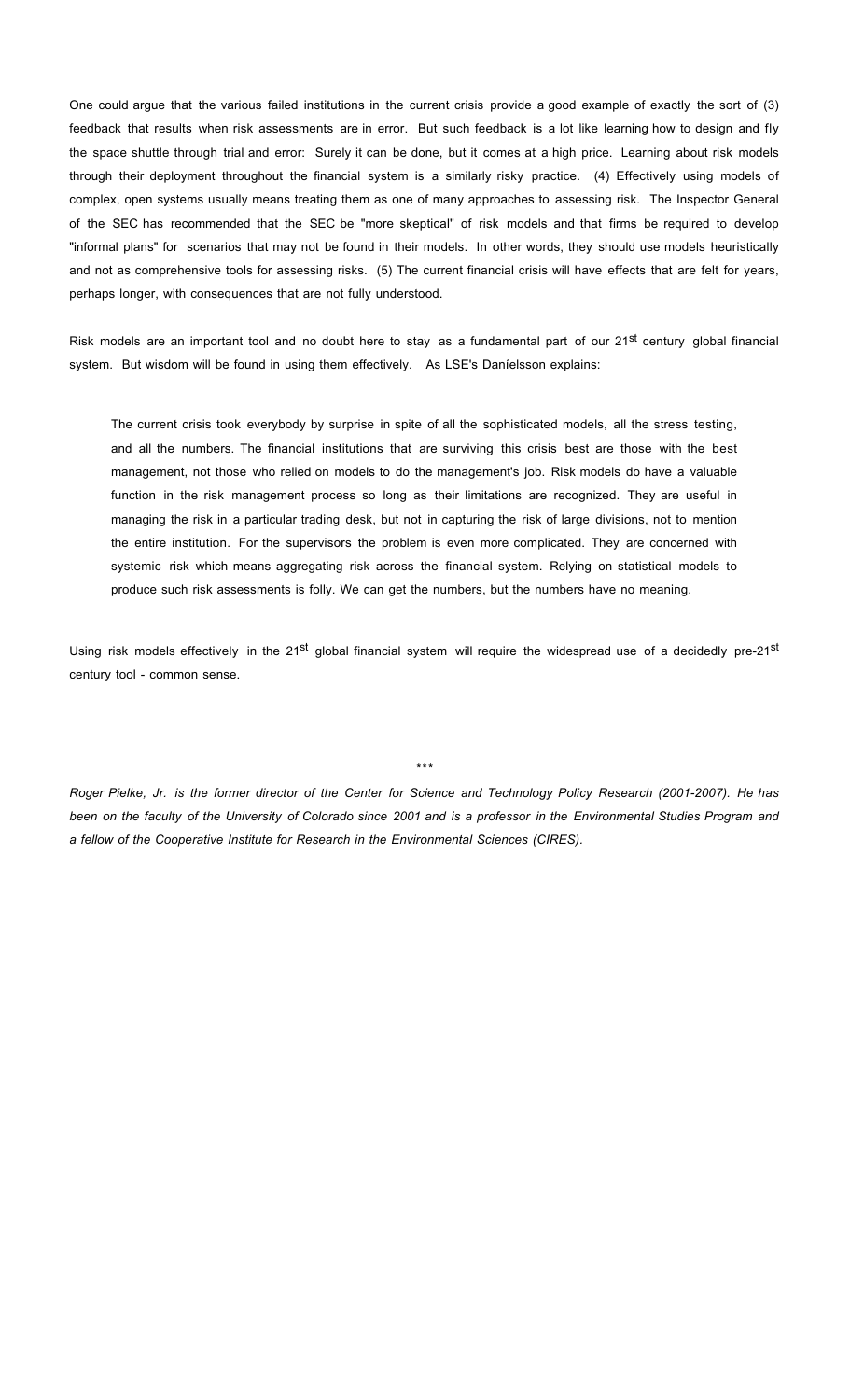One could argue that the various failed institutions in the current crisis provide a good example of exactly the sort of (3) feedback that results when risk assessments are in error. But such feedback is a lot like learning how to design and fly the space shuttle through trial and error: Surely it can be done, but it comes at a high price. Learning about risk models through their deployment throughout the financial system is a similarly risky practice. (4) Effectively using models of complex, open systems usually means treating them as one of many approaches to assessing risk. The Inspector General of the SEC has recommended that the SEC be "more skeptical" of risk models and that firms be required to develop "informal plans" for scenarios that may not be found in their models. In other words, they should use models heuristically and not as comprehensive tools for assessing risks. (5) The current financial crisis will have effects that are felt for years, perhaps longer, with consequences that are not fully understood.

Risk models are an important tool and no doubt here to stay as a fundamental part of our 21st century global financial system. But wisdom will be found in using them effectively. As LSE's Daníelsson explains:

> The current crisis took everybody by surprise in spite of all the sophisticated models, all the stress testing, and all the numbers. The financial institutions that are surviving this crisis best are those with the best management, not those who relied on models to do the management's job. Risk models do have a valuable function in the risk management process so long as their limitations are recognized. They are useful in managing the risk in a particular trading desk, but not in capturing the risk of large divisions, not to mention the entire institution. For the supervisors the problem is even more complicated. They are concerned with systemic risk which means aggregating risk across the financial system. Relying on statistical models to produce such risk assessments is folly. We can get the numbers, but the numbers have no meaning.

Using risk models effectively in the 21st global financial system will require the widespread use of a decidedly pre-21st century tool - common sense.

\*\*\*

*Roger Pielke, Jr. is the former director of the Center for Science and Technology Policy Research (2001-2007). He has been on the faculty of the University of Colorado since 2001 and is a professor in the Environmental Studies Program and a fellow of the Cooperative Institute for Research in the Environmental Sciences (CIRES).*